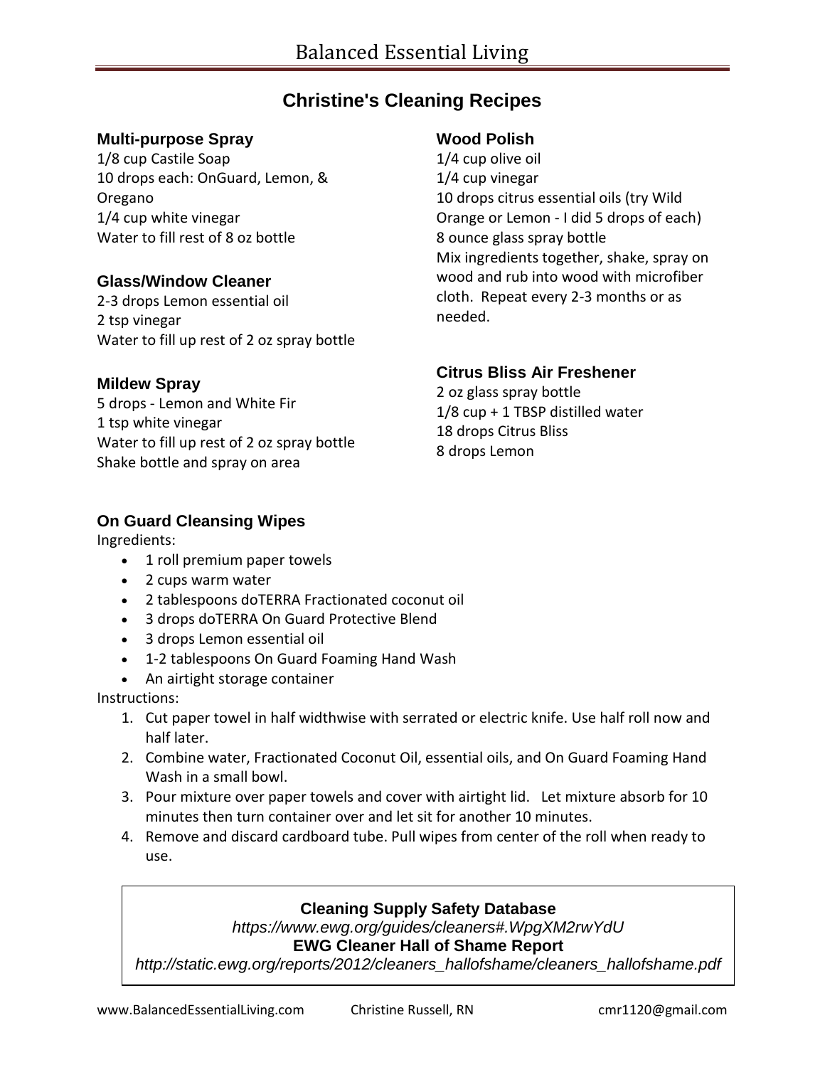# Balanced Essential Living

## Christine's Cleaning Recipes

### Multi-purpose Spray

1/8 cup Castile Soap
10 drops each: OnGuard, Lemon, & Oregano
1/4 cup white vinegar
Water to fill rest of 8 oz bottle

### Glass/Window Cleaner

2-3 drops Lemon essential oil
2 tsp vinegar
Water to fill up rest of 2 oz spray bottle

### Mildew Spray

5 drops - Lemon and White Fir
1 tsp white vinegar
Water to fill up rest of 2 oz spray bottle
Shake bottle and spray on area

### Wood Polish

1/4 cup olive oil
1/4 cup vinegar
10 drops citrus essential oils (try Wild Orange or Lemon - I did 5 drops of each)
8 ounce glass spray bottle
Mix ingredients together, shake, spray on wood and rub into wood with microfiber cloth. Repeat every 2-3 months or as needed.

### Citrus Bliss Air Freshener

2 oz glass spray bottle
1/8 cup + 1 TBSP distilled water
18 drops Citrus Bliss
8 drops Lemon

### On Guard Cleansing Wipes

Ingredients:

- 1 roll premium paper towels
- 2 cups warm water
- 2 tablespoons doTERRA Fractionated coconut oil
- 3 drops doTERRA On Guard Protective Blend
- 3 drops Lemon essential oil
- 1-2 tablespoons On Guard Foaming Hand Wash
- An airtight storage container

Instructions:

1. Cut paper towel in half widthwise with serrated or electric knife. Use half roll now and half later.
2. Combine water, Fractionated Coconut Oil, essential oils, and On Guard Foaming Hand Wash in a small bowl.
3. Pour mixture over paper towels and cover with airtight lid. Let mixture absorb for 10 minutes then turn container over and let sit for another 10 minutes.
4. Remove and discard cardboard tube. Pull wipes from center of the roll when ready to use.

**Cleaning Supply Safety Database**
*https://www.ewg.org/guides/cleaners#.WpgXM2rwYdU*
**EWG Cleaner Hall of Shame Report**
*http://static.ewg.org/reports/2012/cleaners_hallofshame/cleaners_hallofshame.pdf*

www.BalancedEssentialLiving.com Christine Russell, RN cmr1120@gmail.com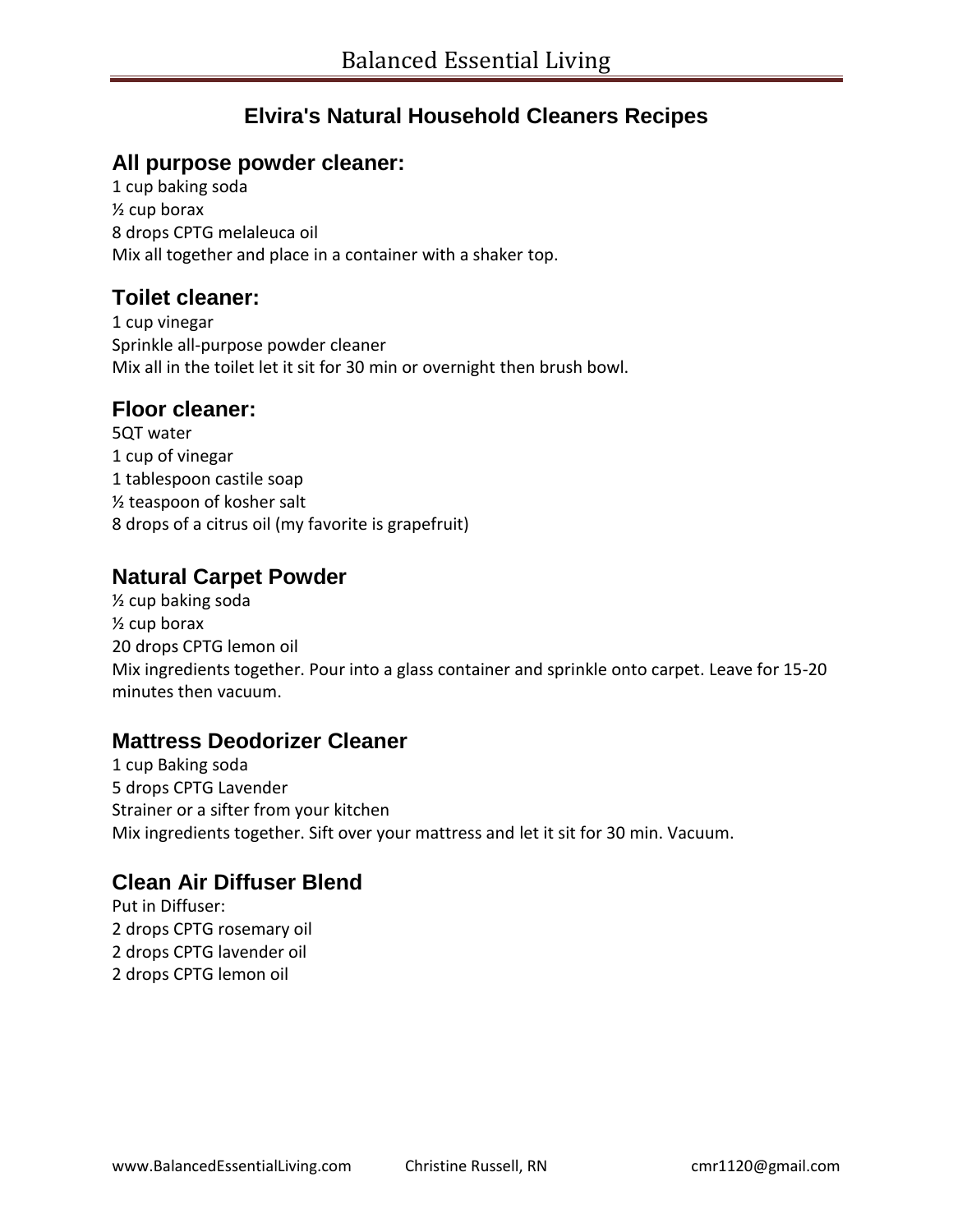# Elvira's Natural Household Cleaners Recipes

## All purpose powder cleaner:

1 cup baking soda
½ cup borax
8 drops CPTG melaleuca oil
Mix all together and place in a container with a shaker top.

## Toilet cleaner:

1 cup vinegar
Sprinkle all-purpose powder cleaner
Mix all in the toilet let it sit for 30 min or overnight then brush bowl.

## Floor cleaner:

5QT water
1 cup of vinegar
1 tablespoon castile soap
½ teaspoon of kosher salt
8 drops of a citrus oil (my favorite is grapefruit)

## Natural Carpet Powder

½ cup baking soda
½ cup borax
20 drops CPTG lemon oil
Mix ingredients together. Pour into a glass container and sprinkle onto carpet. Leave for 15-20 minutes then vacuum.

## Mattress Deodorizer Cleaner

1 cup Baking soda
5 drops CPTG Lavender
Strainer or a sifter from your kitchen
Mix ingredients together. Sift over your mattress and let it sit for 30 min. Vacuum.

## Clean Air Diffuser Blend

Put in Diffuser:
2 drops CPTG rosemary oil
2 drops CPTG lavender oil
2 drops CPTG lemon oil